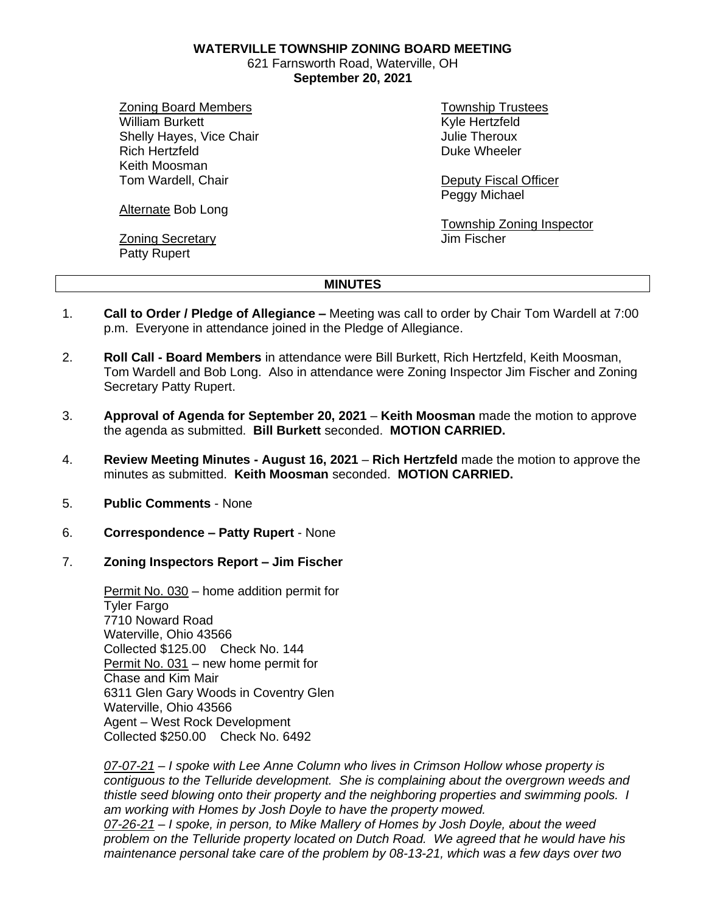**WATERVILLE TOWNSHIP ZONING BOARD MEETING**
621 Farnsworth Road, Waterville, OH
**September 20, 2021**

Zoning Board Members
William Burkett
Shelly Hayes, Vice Chair
Rich Hertzfeld
Keith Moosman
Tom Wardell, Chair

Alternate Bob Long

Zoning Secretary
Patty Rupert

Township Trustees
Kyle Hertzfeld
Julie Theroux
Duke Wheeler

Deputy Fiscal Officer
Peggy Michael

Township Zoning Inspector
Jim Fischer

## MINUTES

1. **Call to Order / Pledge of Allegiance –** Meeting was call to order by Chair Tom Wardell at 7:00 p.m. Everyone in attendance joined in the Pledge of Allegiance.

2. **Roll Call - Board Members** in attendance were Bill Burkett, Rich Hertzfeld, Keith Moosman, Tom Wardell and Bob Long. Also in attendance were Zoning Inspector Jim Fischer and Zoning Secretary Patty Rupert.

3. **Approval of Agenda for September 20, 2021** – **Keith Moosman** made the motion to approve the agenda as submitted. **Bill Burkett** seconded. **MOTION CARRIED.**

4. **Review Meeting Minutes - August 16, 2021** – **Rich Hertzfeld** made the motion to approve the minutes as submitted. **Keith Moosman** seconded. **MOTION CARRIED.**

5. **Public Comments** - None

6. **Correspondence – Patty Rupert** - None

7. **Zoning Inspectors Report – Jim Fischer**

   Permit No. 030 – home addition permit for
   Tyler Fargo
   7710 Noward Road
   Waterville, Ohio 43566
   Collected $125.00 Check No. 144
   Permit No. 031 – new home permit for
   Chase and Kim Mair
   6311 Glen Gary Woods in Coventry Glen
   Waterville, Ohio 43566
   Agent – West Rock Development
   Collected $250.00 Check No. 6492

   *07-07-21 – I spoke with Lee Anne Column who lives in Crimson Hollow whose property is contiguous to the Telluride development. She is complaining about the overgrown weeds and thistle seed blowing onto their property and the neighboring properties and swimming pools. I am working with Homes by Josh Doyle to have the property mowed.*
   *07-26-21 – I spoke, in person, to Mike Mallery of Homes by Josh Doyle, about the weed problem on the Telluride property located on Dutch Road. We agreed that he would have his maintenance personal take care of the problem by 08-13-21, which was a few days over two*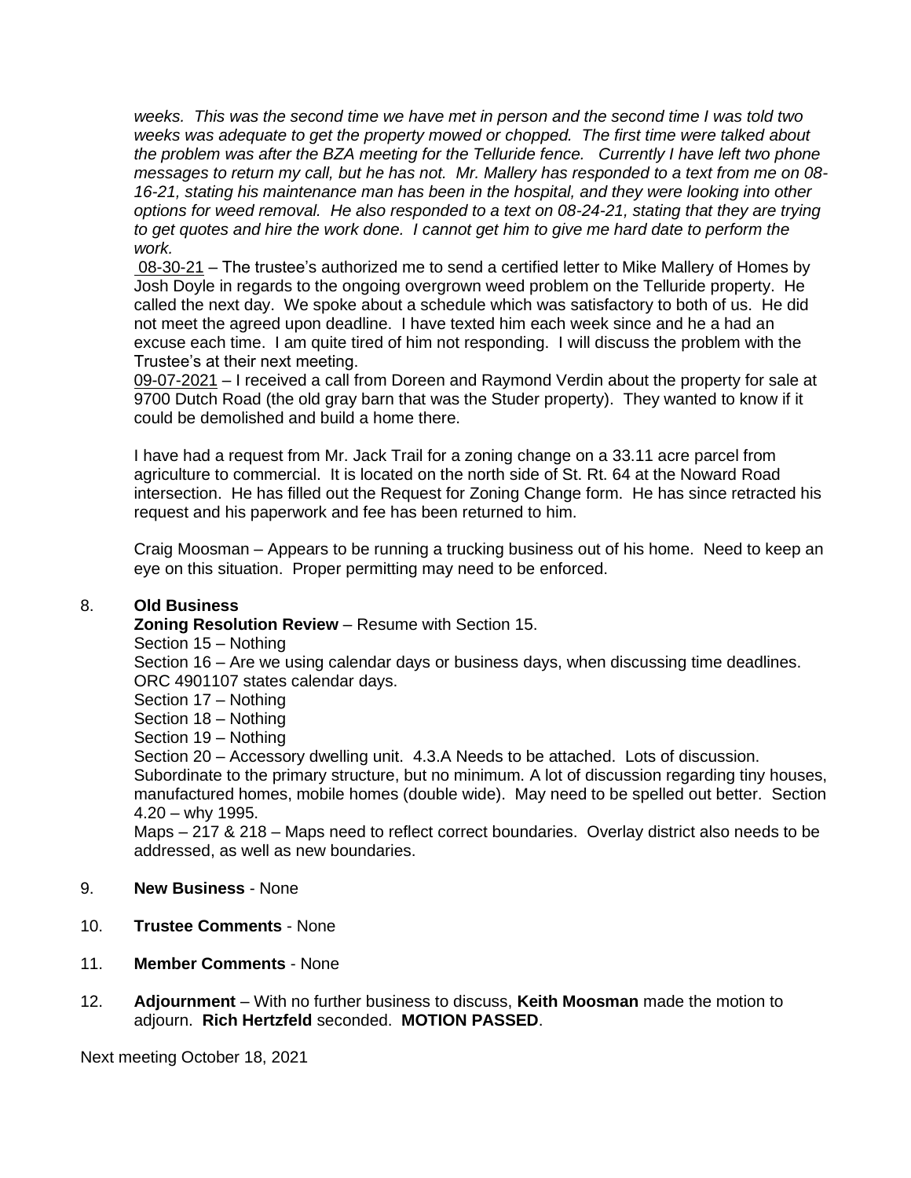*weeks. This was the second time we have met in person and the second time I was told two weeks was adequate to get the property mowed or chopped. The first time were talked about the problem was after the BZA meeting for the Telluride fence. Currently I have left two phone messages to return my call, but he has not. Mr. Mallery has responded to a text from me on 08-16-21, stating his maintenance man has been in the hospital, and they were looking into other options for weed removal. He also responded to a text on 08-24-21, stating that they are trying to get quotes and hire the work done. I cannot get him to give me hard date to perform the work.*

08-30-21 – The trustee's authorized me to send a certified letter to Mike Mallery of Homes by Josh Doyle in regards to the ongoing overgrown weed problem on the Telluride property. He called the next day. We spoke about a schedule which was satisfactory to both of us. He did not meet the agreed upon deadline. I have texted him each week since and he a had an excuse each time. I am quite tired of him not responding. I will discuss the problem with the Trustee's at their next meeting.

09-07-2021 – I received a call from Doreen and Raymond Verdin about the property for sale at 9700 Dutch Road (the old gray barn that was the Studer property). They wanted to know if it could be demolished and build a home there.

I have had a request from Mr. Jack Trail for a zoning change on a 33.11 acre parcel from agriculture to commercial. It is located on the north side of St. Rt. 64 at the Noward Road intersection. He has filled out the Request for Zoning Change form. He has since retracted his request and his paperwork and fee has been returned to him.

Craig Moosman – Appears to be running a trucking business out of his home. Need to keep an eye on this situation. Proper permitting may need to be enforced.

8. **Old Business**

   **Zoning Resolution Review** – Resume with Section 15.
   Section 15 – Nothing
   Section 16 – Are we using calendar days or business days, when discussing time deadlines. ORC 4901107 states calendar days.
   Section 17 – Nothing
   Section 18 – Nothing
   Section 19 – Nothing
   Section 20 – Accessory dwelling unit. 4.3.A Needs to be attached. Lots of discussion. Subordinate to the primary structure, but no minimum. A lot of discussion regarding tiny houses, manufactured homes, mobile homes (double wide). May need to be spelled out better. Section 4.20 – why 1995.
   Maps – 217 & 218 – Maps need to reflect correct boundaries. Overlay district also needs to be addressed, as well as new boundaries.

9. **New Business** - None

10. **Trustee Comments** - None

11. **Member Comments** - None

12. **Adjournment** – With no further business to discuss, **Keith Moosman** made the motion to adjourn. **Rich Hertzfeld** seconded. **MOTION PASSED**.

Next meeting October 18, 2021